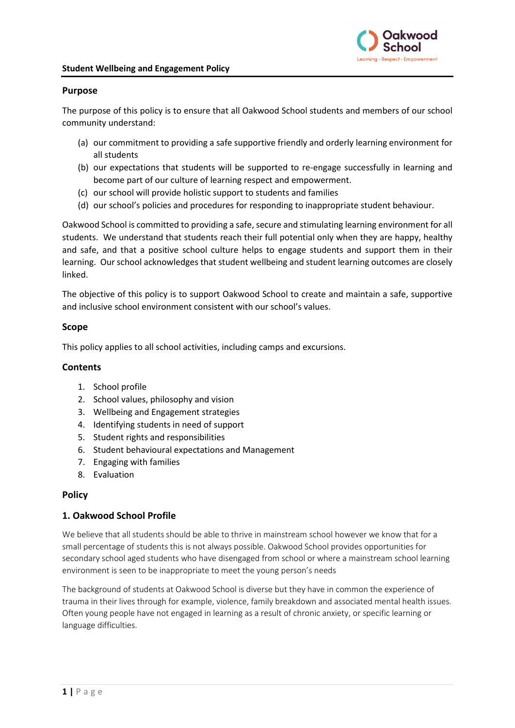**Student Wellbeing and Engagement Policy**

## Purpose

The purpose of this policy is to ensure that all Oakwood School students and members of our school community understand:

(a) our commitment to providing a safe supportive friendly and orderly learning environment for all students
(b) our expectations that students will be supported to re-engage successfully in learning and become part of our culture of learning respect and empowerment.
(c) our school will provide holistic support to students and families
(d) our school's policies and procedures for responding to inappropriate student behaviour.

Oakwood School is committed to providing a safe, secure and stimulating learning environment for all students. We understand that students reach their full potential only when they are happy, healthy and safe, and that a positive school culture helps to engage students and support them in their learning. Our school acknowledges that student wellbeing and student learning outcomes are closely linked.

The objective of this policy is to support Oakwood School to create and maintain a safe, supportive and inclusive school environment consistent with our school's values.

## Scope

This policy applies to all school activities, including camps and excursions.

## Contents

1. School profile
2. School values, philosophy and vision
3. Wellbeing and Engagement strategies
4. Identifying students in need of support
5. Student rights and responsibilities
6. Student behavioural expectations and Management
7. Engaging with families
8. Evaluation

## Policy

### 1. Oakwood School Profile

We believe that all students should be able to thrive in mainstream school however we know that for a small percentage of students this is not always possible. Oakwood School provides opportunities for secondary school aged students who have disengaged from school or where a mainstream school learning environment is seen to be inappropriate to meet the young person's needs

The background of students at Oakwood School is diverse but they have in common the experience of trauma in their lives through for example, violence, family breakdown and associated mental health issues. Often young people have not engaged in learning as a result of chronic anxiety, or specific learning or language difficulties.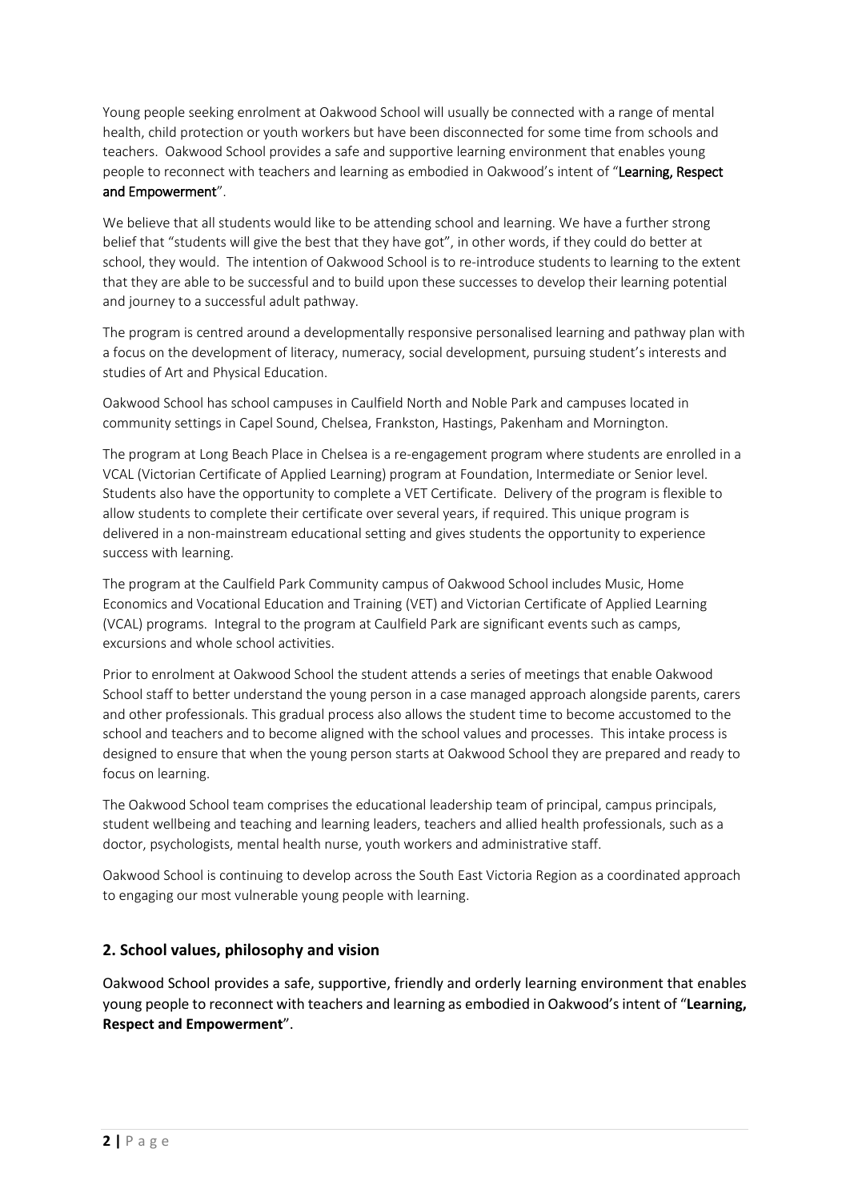Young people seeking enrolment at Oakwood School will usually be connected with a range of mental health, child protection or youth workers but have been disconnected for some time from schools and teachers. Oakwood School provides a safe and supportive learning environment that enables young people to reconnect with teachers and learning as embodied in Oakwood's intent of "**Learning, Respect and Empowerment**".

We believe that all students would like to be attending school and learning. We have a further strong belief that "students will give the best that they have got", in other words, if they could do better at school, they would. The intention of Oakwood School is to re-introduce students to learning to the extent that they are able to be successful and to build upon these successes to develop their learning potential and journey to a successful adult pathway.

The program is centred around a developmentally responsive personalised learning and pathway plan with a focus on the development of literacy, numeracy, social development, pursuing student's interests and studies of Art and Physical Education.

Oakwood School has school campuses in Caulfield North and Noble Park and campuses located in community settings in Capel Sound, Chelsea, Frankston, Hastings, Pakenham and Mornington.

The program at Long Beach Place in Chelsea is a re-engagement program where students are enrolled in a VCAL (Victorian Certificate of Applied Learning) program at Foundation, Intermediate or Senior level. Students also have the opportunity to complete a VET Certificate. Delivery of the program is flexible to allow students to complete their certificate over several years, if required. This unique program is delivered in a non-mainstream educational setting and gives students the opportunity to experience success with learning.

The program at the Caulfield Park Community campus of Oakwood School includes Music, Home Economics and Vocational Education and Training (VET) and Victorian Certificate of Applied Learning (VCAL) programs. Integral to the program at Caulfield Park are significant events such as camps, excursions and whole school activities.

Prior to enrolment at Oakwood School the student attends a series of meetings that enable Oakwood School staff to better understand the young person in a case managed approach alongside parents, carers and other professionals. This gradual process also allows the student time to become accustomed to the school and teachers and to become aligned with the school values and processes. This intake process is designed to ensure that when the young person starts at Oakwood School they are prepared and ready to focus on learning.

The Oakwood School team comprises the educational leadership team of principal, campus principals, student wellbeing and teaching and learning leaders, teachers and allied health professionals, such as a doctor, psychologists, mental health nurse, youth workers and administrative staff.

Oakwood School is continuing to develop across the South East Victoria Region as a coordinated approach to engaging our most vulnerable young people with learning.

## 2. School values, philosophy and vision

Oakwood School provides a safe, supportive, friendly and orderly learning environment that enables young people to reconnect with teachers and learning as embodied in Oakwood's intent of "**Learning, Respect and Empowerment**".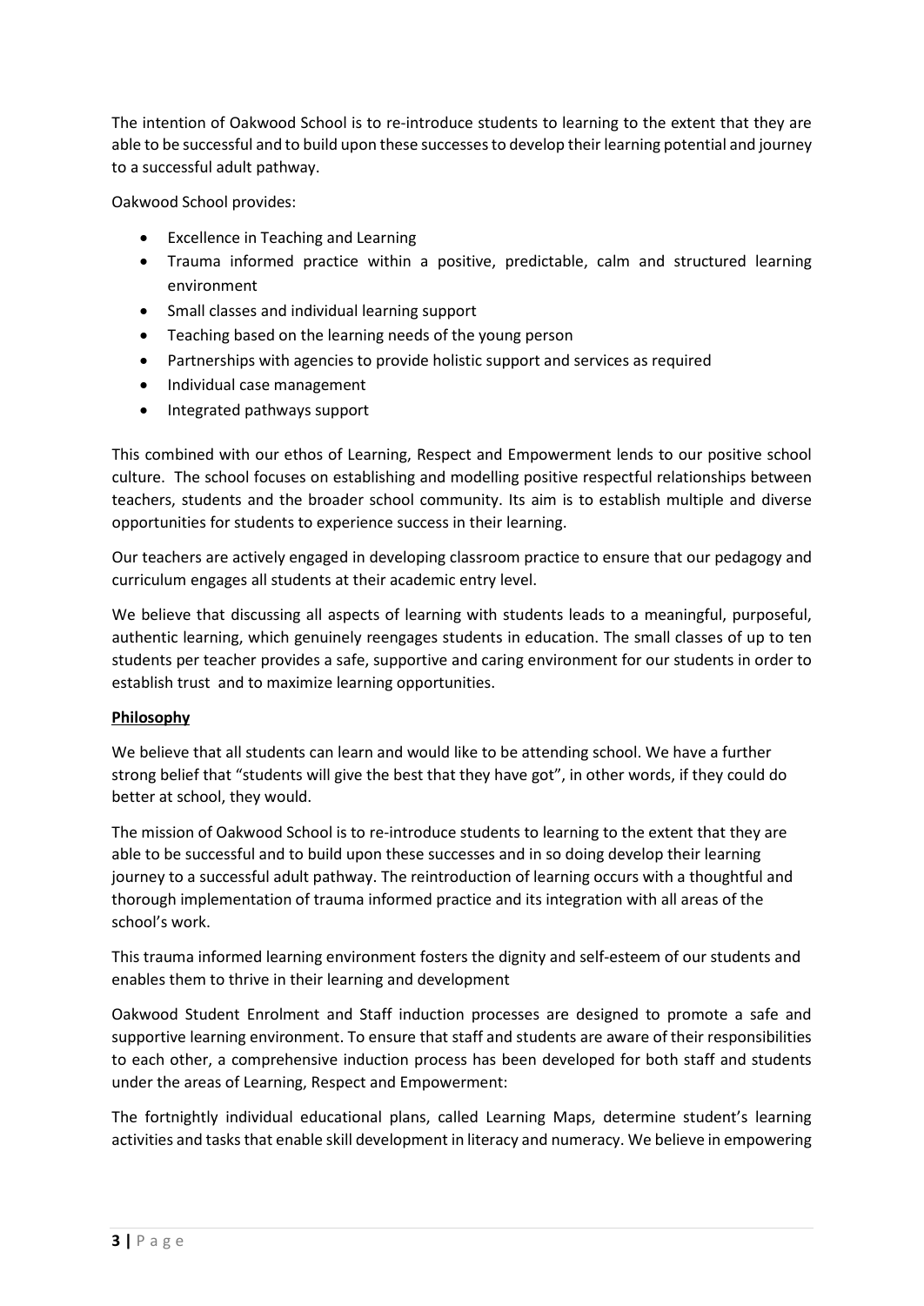The intention of Oakwood School is to re-introduce students to learning to the extent that they are able to be successful and to build upon these successes to develop their learning potential and journey to a successful adult pathway.

Oakwood School provides:

- Excellence in Teaching and Learning
- Trauma informed practice within a positive, predictable, calm and structured learning environment
- Small classes and individual learning support
- Teaching based on the learning needs of the young person
- Partnerships with agencies to provide holistic support and services as required
- Individual case management
- Integrated pathways support

This combined with our ethos of Learning, Respect and Empowerment lends to our positive school culture. The school focuses on establishing and modelling positive respectful relationships between teachers, students and the broader school community. Its aim is to establish multiple and diverse opportunities for students to experience success in their learning.

Our teachers are actively engaged in developing classroom practice to ensure that our pedagogy and curriculum engages all students at their academic entry level.

We believe that discussing all aspects of learning with students leads to a meaningful, purposeful, authentic learning, which genuinely reengages students in education. The small classes of up to ten students per teacher provides a safe, supportive and caring environment for our students in order to establish trust and to maximize learning opportunities.

**Philosophy**

We believe that all students can learn and would like to be attending school. We have a further strong belief that "students will give the best that they have got", in other words, if they could do better at school, they would.

The mission of Oakwood School is to re-introduce students to learning to the extent that they are able to be successful and to build upon these successes and in so doing develop their learning journey to a successful adult pathway. The reintroduction of learning occurs with a thoughtful and thorough implementation of trauma informed practice and its integration with all areas of the school's work.

This trauma informed learning environment fosters the dignity and self-esteem of our students and enables them to thrive in their learning and development

Oakwood Student Enrolment and Staff induction processes are designed to promote a safe and supportive learning environment. To ensure that staff and students are aware of their responsibilities to each other, a comprehensive induction process has been developed for both staff and students under the areas of Learning, Respect and Empowerment:

The fortnightly individual educational plans, called Learning Maps, determine student's learning activities and tasks that enable skill development in literacy and numeracy. We believe in empowering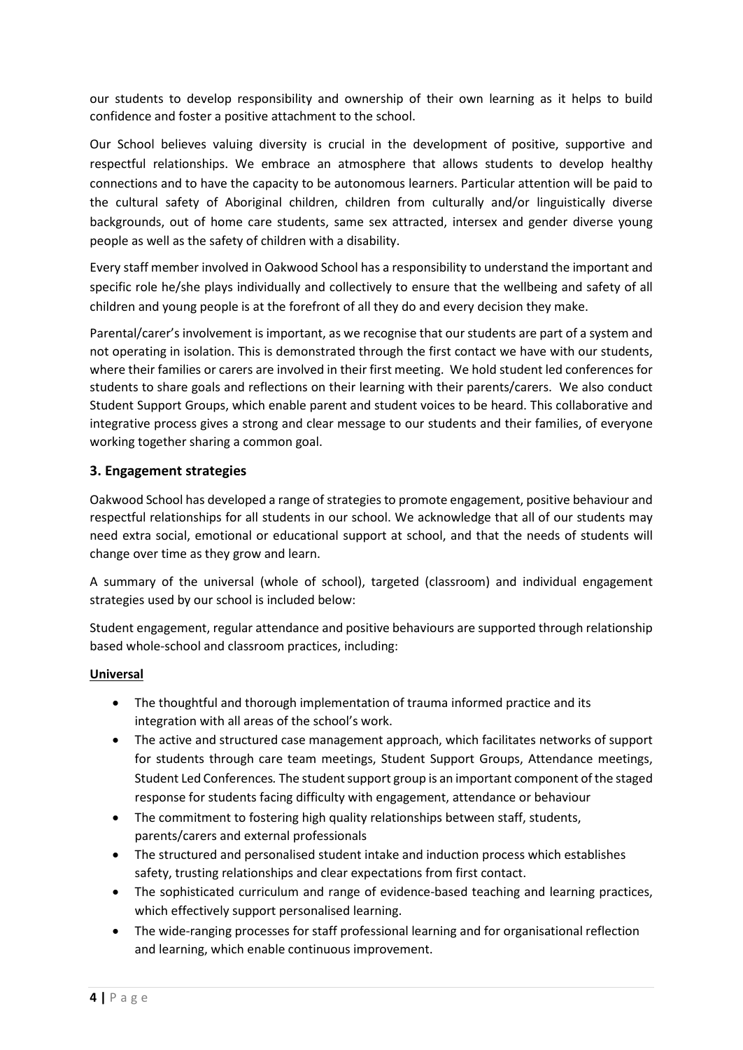our students to develop responsibility and ownership of their own learning as it helps to build confidence and foster a positive attachment to the school.

Our School believes valuing diversity is crucial in the development of positive, supportive and respectful relationships. We embrace an atmosphere that allows students to develop healthy connections and to have the capacity to be autonomous learners. Particular attention will be paid to the cultural safety of Aboriginal children, children from culturally and/or linguistically diverse backgrounds, out of home care students, same sex attracted, intersex and gender diverse young people as well as the safety of children with a disability.

Every staff member involved in Oakwood School has a responsibility to understand the important and specific role he/she plays individually and collectively to ensure that the wellbeing and safety of all children and young people is at the forefront of all they do and every decision they make.

Parental/carer's involvement is important, as we recognise that our students are part of a system and not operating in isolation. This is demonstrated through the first contact we have with our students, where their families or carers are involved in their first meeting. We hold student led conferences for students to share goals and reflections on their learning with their parents/carers. We also conduct Student Support Groups, which enable parent and student voices to be heard. This collaborative and integrative process gives a strong and clear message to our students and their families, of everyone working together sharing a common goal.

## 3. Engagement strategies

Oakwood School has developed a range of strategies to promote engagement, positive behaviour and respectful relationships for all students in our school. We acknowledge that all of our students may need extra social, emotional or educational support at school, and that the needs of students will change over time as they grow and learn.

A summary of the universal (whole of school), targeted (classroom) and individual engagement strategies used by our school is included below:

Student engagement, regular attendance and positive behaviours are supported through relationship based whole-school and classroom practices, including:

**Universal**

- The thoughtful and thorough implementation of trauma informed practice and its integration with all areas of the school's work.
- The active and structured case management approach, which facilitates networks of support for students through care team meetings, Student Support Groups, Attendance meetings, Student Led Conferences. The student support group is an important component of the staged response for students facing difficulty with engagement, attendance or behaviour
- The commitment to fostering high quality relationships between staff, students, parents/carers and external professionals
- The structured and personalised student intake and induction process which establishes safety, trusting relationships and clear expectations from first contact.
- The sophisticated curriculum and range of evidence-based teaching and learning practices, which effectively support personalised learning.
- The wide-ranging processes for staff professional learning and for organisational reflection and learning, which enable continuous improvement.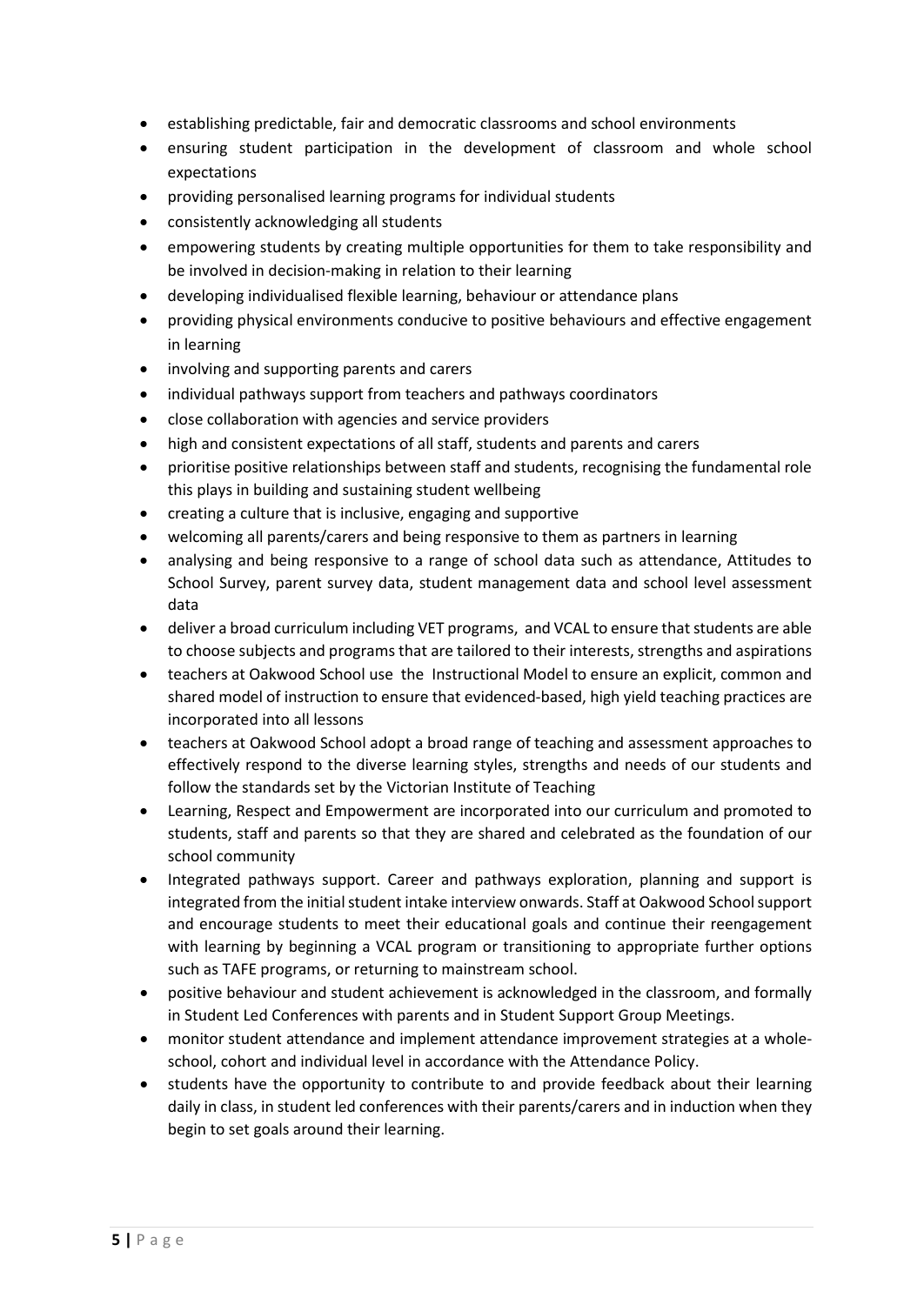- establishing predictable, fair and democratic classrooms and school environments
- ensuring student participation in the development of classroom and whole school expectations
- providing personalised learning programs for individual students
- consistently acknowledging all students
- empowering students by creating multiple opportunities for them to take responsibility and be involved in decision-making in relation to their learning
- developing individualised flexible learning, behaviour or attendance plans
- providing physical environments conducive to positive behaviours and effective engagement in learning
- involving and supporting parents and carers
- individual pathways support from teachers and pathways coordinators
- close collaboration with agencies and service providers
- high and consistent expectations of all staff, students and parents and carers
- prioritise positive relationships between staff and students, recognising the fundamental role this plays in building and sustaining student wellbeing
- creating a culture that is inclusive, engaging and supportive
- welcoming all parents/carers and being responsive to them as partners in learning
- analysing and being responsive to a range of school data such as attendance, Attitudes to School Survey, parent survey data, student management data and school level assessment data
- deliver a broad curriculum including VET programs, and VCAL to ensure that students are able to choose subjects and programs that are tailored to their interests, strengths and aspirations
- teachers at Oakwood School use the Instructional Model to ensure an explicit, common and shared model of instruction to ensure that evidenced-based, high yield teaching practices are incorporated into all lessons
- teachers at Oakwood School adopt a broad range of teaching and assessment approaches to effectively respond to the diverse learning styles, strengths and needs of our students and follow the standards set by the Victorian Institute of Teaching
- Learning, Respect and Empowerment are incorporated into our curriculum and promoted to students, staff and parents so that they are shared and celebrated as the foundation of our school community
- Integrated pathways support. Career and pathways exploration, planning and support is integrated from the initial student intake interview onwards. Staff at Oakwood School support and encourage students to meet their educational goals and continue their reengagement with learning by beginning a VCAL program or transitioning to appropriate further options such as TAFE programs, or returning to mainstream school.
- positive behaviour and student achievement is acknowledged in the classroom, and formally in Student Led Conferences with parents and in Student Support Group Meetings.
- monitor student attendance and implement attendance improvement strategies at a whole-school, cohort and individual level in accordance with the Attendance Policy.
- students have the opportunity to contribute to and provide feedback about their learning daily in class, in student led conferences with their parents/carers and in induction when they begin to set goals around their learning.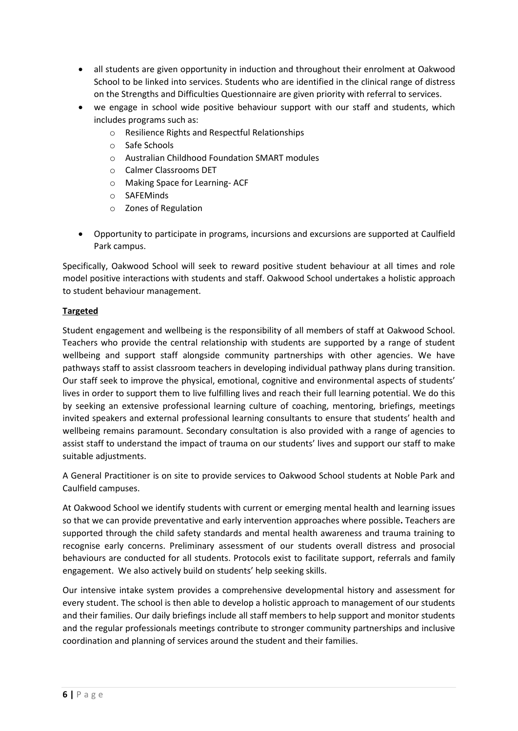- all students are given opportunity in induction and throughout their enrolment at Oakwood School to be linked into services. Students who are identified in the clinical range of distress on the Strengths and Difficulties Questionnaire are given priority with referral to services.
- we engage in school wide positive behaviour support with our staff and students, which includes programs such as:
  - Resilience Rights and Respectful Relationships
  - Safe Schools
  - Australian Childhood Foundation SMART modules
  - Calmer Classrooms DET
  - Making Space for Learning- ACF
  - SAFEMinds
  - Zones of Regulation
- Opportunity to participate in programs, incursions and excursions are supported at Caulfield Park campus.

Specifically, Oakwood School will seek to reward positive student behaviour at all times and role model positive interactions with students and staff. Oakwood School undertakes a holistic approach to student behaviour management.

**Targeted**

Student engagement and wellbeing is the responsibility of all members of staff at Oakwood School. Teachers who provide the central relationship with students are supported by a range of student wellbeing and support staff alongside community partnerships with other agencies. We have pathways staff to assist classroom teachers in developing individual pathway plans during transition. Our staff seek to improve the physical, emotional, cognitive and environmental aspects of students' lives in order to support them to live fulfilling lives and reach their full learning potential. We do this by seeking an extensive professional learning culture of coaching, mentoring, briefings, meetings invited speakers and external professional learning consultants to ensure that students' health and wellbeing remains paramount. Secondary consultation is also provided with a range of agencies to assist staff to understand the impact of trauma on our students' lives and support our staff to make suitable adjustments.

A General Practitioner is on site to provide services to Oakwood School students at Noble Park and Caulfield campuses.

At Oakwood School we identify students with current or emerging mental health and learning issues so that we can provide preventative and early intervention approaches where possible**.** Teachers are supported through the child safety standards and mental health awareness and trauma training to recognise early concerns. Preliminary assessment of our students overall distress and prosocial behaviours are conducted for all students. Protocols exist to facilitate support, referrals and family engagement. We also actively build on students' help seeking skills.

Our intensive intake system provides a comprehensive developmental history and assessment for every student. The school is then able to develop a holistic approach to management of our students and their families. Our daily briefings include all staff members to help support and monitor students and the regular professionals meetings contribute to stronger community partnerships and inclusive coordination and planning of services around the student and their families.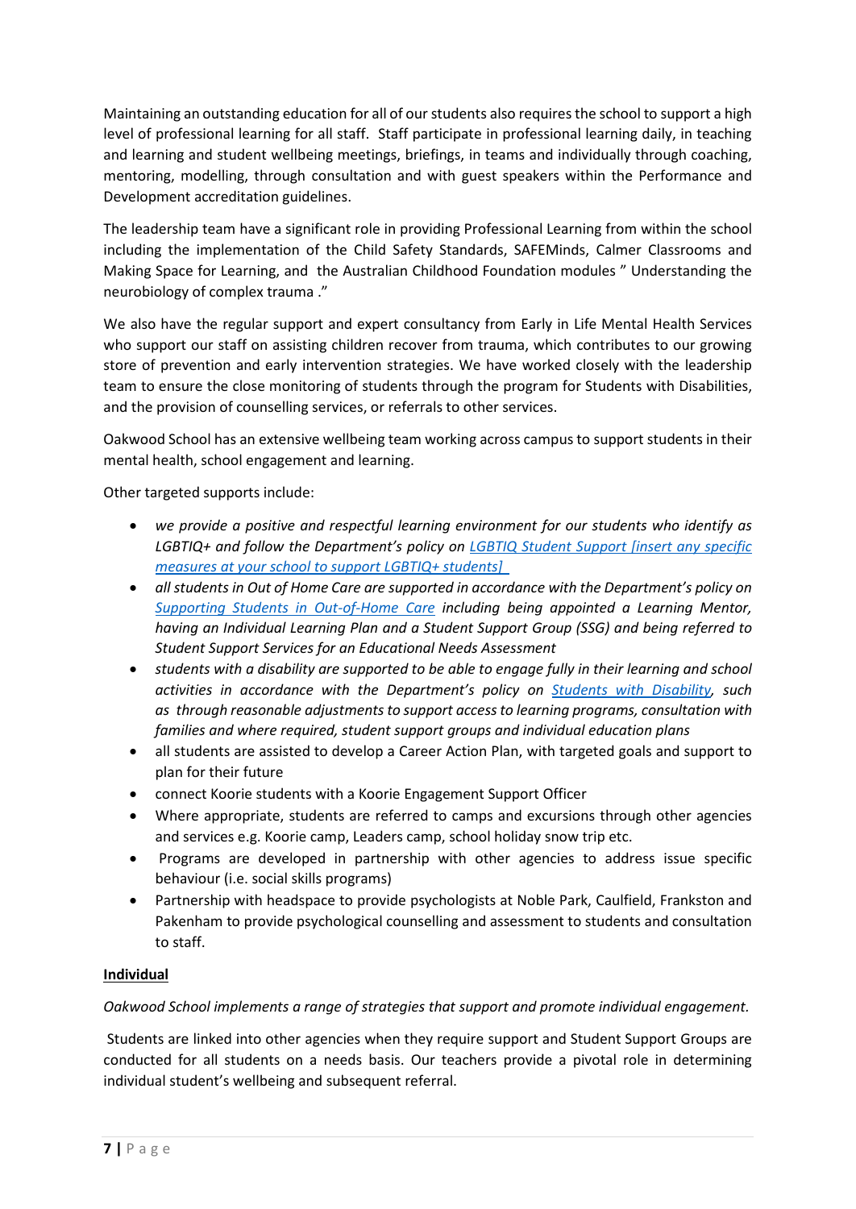Maintaining an outstanding education for all of our students also requires the school to support a high level of professional learning for all staff. Staff participate in professional learning daily, in teaching and learning and student wellbeing meetings, briefings, in teams and individually through coaching, mentoring, modelling, through consultation and with guest speakers within the Performance and Development accreditation guidelines.

The leadership team have a significant role in providing Professional Learning from within the school including the implementation of the Child Safety Standards, SAFEMinds, Calmer Classrooms and Making Space for Learning, and the Australian Childhood Foundation modules " Understanding the neurobiology of complex trauma ."

We also have the regular support and expert consultancy from Early in Life Mental Health Services who support our staff on assisting children recover from trauma, which contributes to our growing store of prevention and early intervention strategies. We have worked closely with the leadership team to ensure the close monitoring of students through the program for Students with Disabilities, and the provision of counselling services, or referrals to other services.

Oakwood School has an extensive wellbeing team working across campus to support students in their mental health, school engagement and learning.

Other targeted supports include:

- *we provide a positive and respectful learning environment for our students who identify as LGBTIQ+ and follow the Department's policy on [LGBTIQ Student Support [insert any specific measures at your school to support LGBTIQ+ students]]()*
- *all students in Out of Home Care are supported in accordance with the Department's policy on [Supporting Students in Out-of-Home Care]() including being appointed a Learning Mentor, having an Individual Learning Plan and a Student Support Group (SSG) and being referred to Student Support Services for an Educational Needs Assessment*
- *students with a disability are supported to be able to engage fully in their learning and school activities in accordance with the Department's policy on [Students with Disability](), such as through reasonable adjustments to support access to learning programs, consultation with families and where required, student support groups and individual education plans*
- all students are assisted to develop a Career Action Plan, with targeted goals and support to plan for their future
- connect Koorie students with a Koorie Engagement Support Officer
- Where appropriate, students are referred to camps and excursions through other agencies and services e.g. Koorie camp, Leaders camp, school holiday snow trip etc.
- Programs are developed in partnership with other agencies to address issue specific behaviour (i.e. social skills programs)
- Partnership with headspace to provide psychologists at Noble Park, Caulfield, Frankston and Pakenham to provide psychological counselling and assessment to students and consultation to staff.

**Individual**

*Oakwood School implements a range of strategies that support and promote individual engagement.*

Students are linked into other agencies when they require support and Student Support Groups are conducted for all students on a needs basis. Our teachers provide a pivotal role in determining individual student's wellbeing and subsequent referral.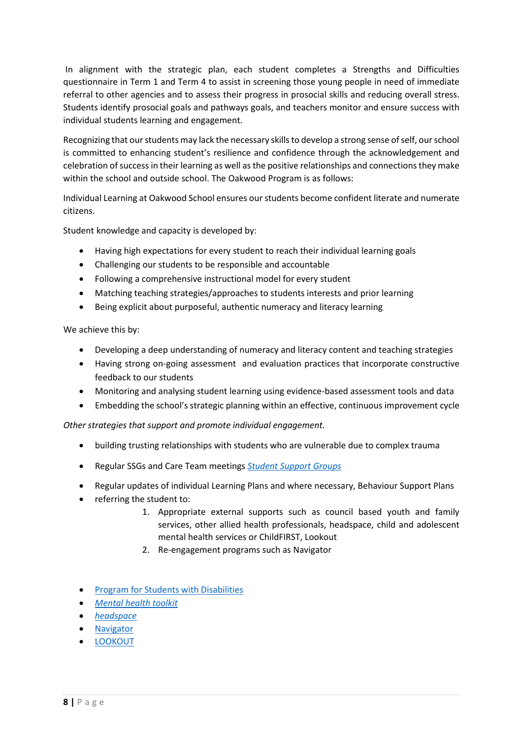In alignment with the strategic plan, each student completes a Strengths and Difficulties questionnaire in Term 1 and Term 4 to assist in screening those young people in need of immediate referral to other agencies and to assess their progress in prosocial skills and reducing overall stress. Students identify prosocial goals and pathways goals, and teachers monitor and ensure success with individual students learning and engagement.

Recognizing that our students may lack the necessary skills to develop a strong sense of self, our school is committed to enhancing student's resilience and confidence through the acknowledgement and celebration of success in their learning as well as the positive relationships and connections they make within the school and outside school. The Oakwood Program is as follows:

Individual Learning at Oakwood School ensures our students become confident literate and numerate citizens.

Student knowledge and capacity is developed by:

- Having high expectations for every student to reach their individual learning goals
- Challenging our students to be responsible and accountable
- Following a comprehensive instructional model for every student
- Matching teaching strategies/approaches to students interests and prior learning
- Being explicit about purposeful, authentic numeracy and literacy learning

We achieve this by:

- Developing a deep understanding of numeracy and literacy content and teaching strategies
- Having strong on-going assessment and evaluation practices that incorporate constructive feedback to our students
- Monitoring and analysing student learning using evidence-based assessment tools and data
- Embedding the school's strategic planning within an effective, continuous improvement cycle

*Other strategies that support and promote individual engagement.*

- building trusting relationships with students who are vulnerable due to complex trauma
- Regular SSGs and Care Team meetings *Student Support Groups*
- Regular updates of individual Learning Plans and where necessary, Behaviour Support Plans
- referring the student to:
    1. Appropriate external supports such as council based youth and family services, other allied health professionals, headspace, child and adolescent mental health services or ChildFIRST, Lookout
    2. Re-engagement programs such as Navigator

- Program for Students with Disabilities
- *Mental health toolkit*
- *headspace*
- Navigator
- LOOKOUT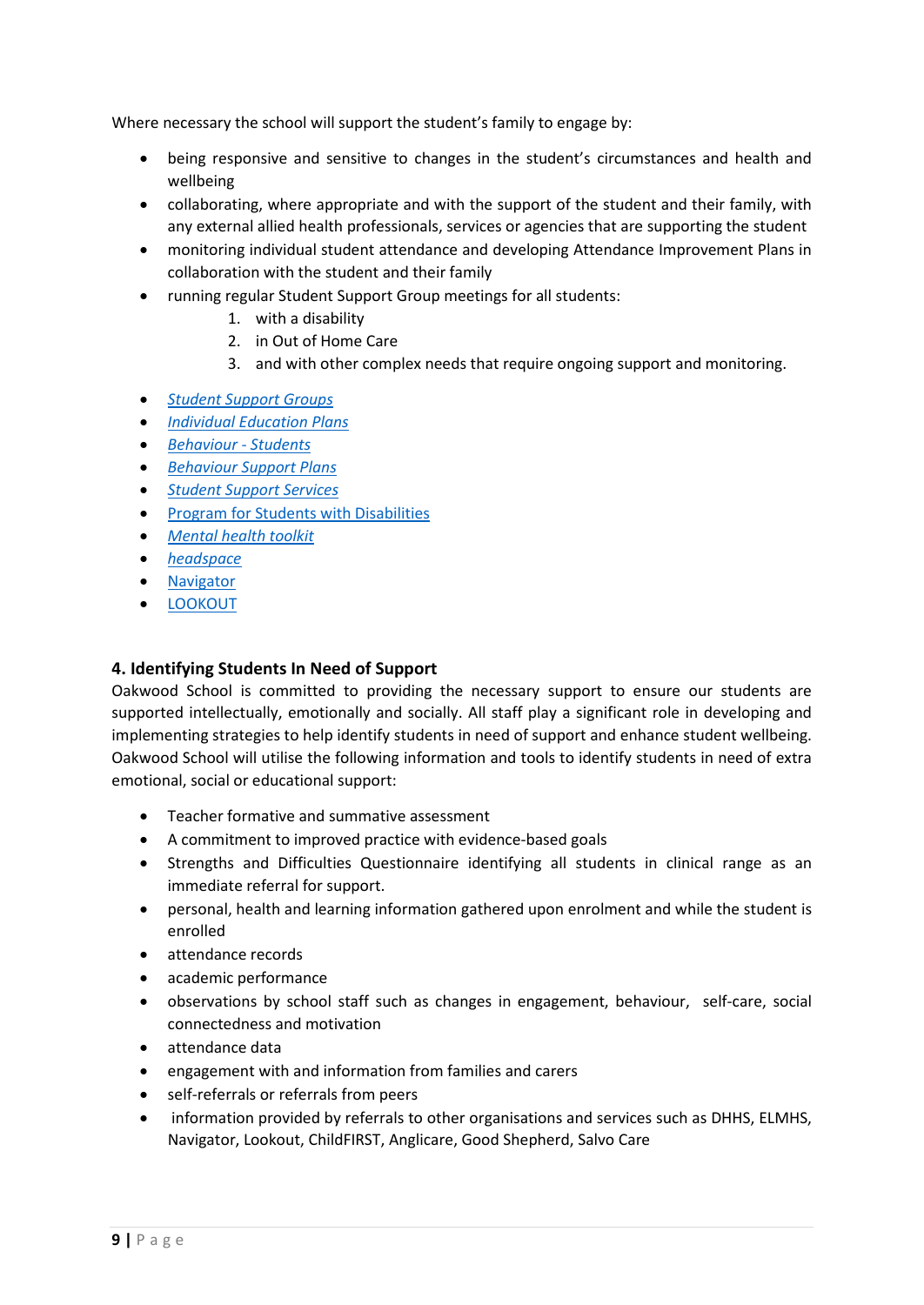Where necessary the school will support the student's family to engage by:

- being responsive and sensitive to changes in the student's circumstances and health and wellbeing
- collaborating, where appropriate and with the support of the student and their family, with any external allied health professionals, services or agencies that are supporting the student
- monitoring individual student attendance and developing Attendance Improvement Plans in collaboration with the student and their family
- running regular Student Support Group meetings for all students:
    1. with a disability
    2. in Out of Home Care
    3. and with other complex needs that require ongoing support and monitoring.

- *Student Support Groups*
- *Individual Education Plans*
- *Behaviour - Students*
- *Behaviour Support Plans*
- *Student Support Services*
- Program for Students with Disabilities
- *Mental health toolkit*
- *headspace*
- Navigator
- LOOKOUT

## 4. Identifying Students In Need of Support

Oakwood School is committed to providing the necessary support to ensure our students are supported intellectually, emotionally and socially. All staff play a significant role in developing and implementing strategies to help identify students in need of support and enhance student wellbeing. Oakwood School will utilise the following information and tools to identify students in need of extra emotional, social or educational support:

- Teacher formative and summative assessment
- A commitment to improved practice with evidence-based goals
- Strengths and Difficulties Questionnaire identifying all students in clinical range as an immediate referral for support.
- personal, health and learning information gathered upon enrolment and while the student is enrolled
- attendance records
- academic performance
- observations by school staff such as changes in engagement, behaviour, self-care, social connectedness and motivation
- attendance data
- engagement with and information from families and carers
- self-referrals or referrals from peers
- information provided by referrals to other organisations and services such as DHHS, ELMHS, Navigator, Lookout, ChildFIRST, Anglicare, Good Shepherd, Salvo Care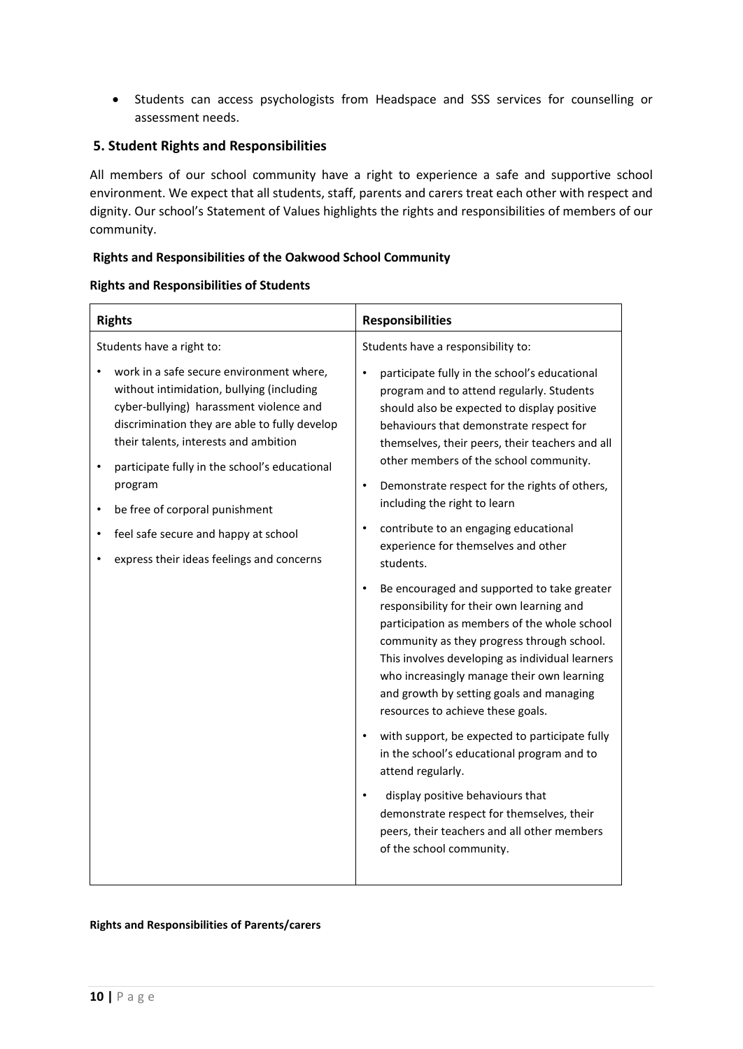- Students can access psychologists from Headspace and SSS services for counselling or assessment needs.

## 5. Student Rights and Responsibilities

All members of our school community have a right to experience a safe and supportive school environment. We expect that all students, staff, parents and carers treat each other with respect and dignity. Our school's Statement of Values highlights the rights and responsibilities of members of our community.

### Rights and Responsibilities of the Oakwood School Community

#### Rights and Responsibilities of Students

| Rights | Responsibilities |
|---|---|
| Students have a right to:<br>• work in a safe secure environment where, without intimidation, bullying (including cyber-bullying) harassment violence and discrimination they are able to fully develop their talents, interests and ambition<br>• participate fully in the school's educational program<br>• be free of corporal punishment<br>• feel safe secure and happy at school<br>• express their ideas feelings and concerns | Students have a responsibility to:<br>• participate fully in the school's educational program and to attend regularly. Students should also be expected to display positive behaviours that demonstrate respect for themselves, their peers, their teachers and all other members of the school community.<br>• Demonstrate respect for the rights of others, including the right to learn<br>• contribute to an engaging educational experience for themselves and other students.<br>• Be encouraged and supported to take greater responsibility for their own learning and participation as members of the whole school community as they progress through school. This involves developing as individual learners who increasingly manage their own learning and growth by setting goals and managing resources to achieve these goals.<br>• with support, be expected to participate fully in the school's educational program and to attend regularly.<br>• display positive behaviours that demonstrate respect for themselves, their peers, their teachers and all other members of the school community. |

#### Rights and Responsibilities of Parents/carers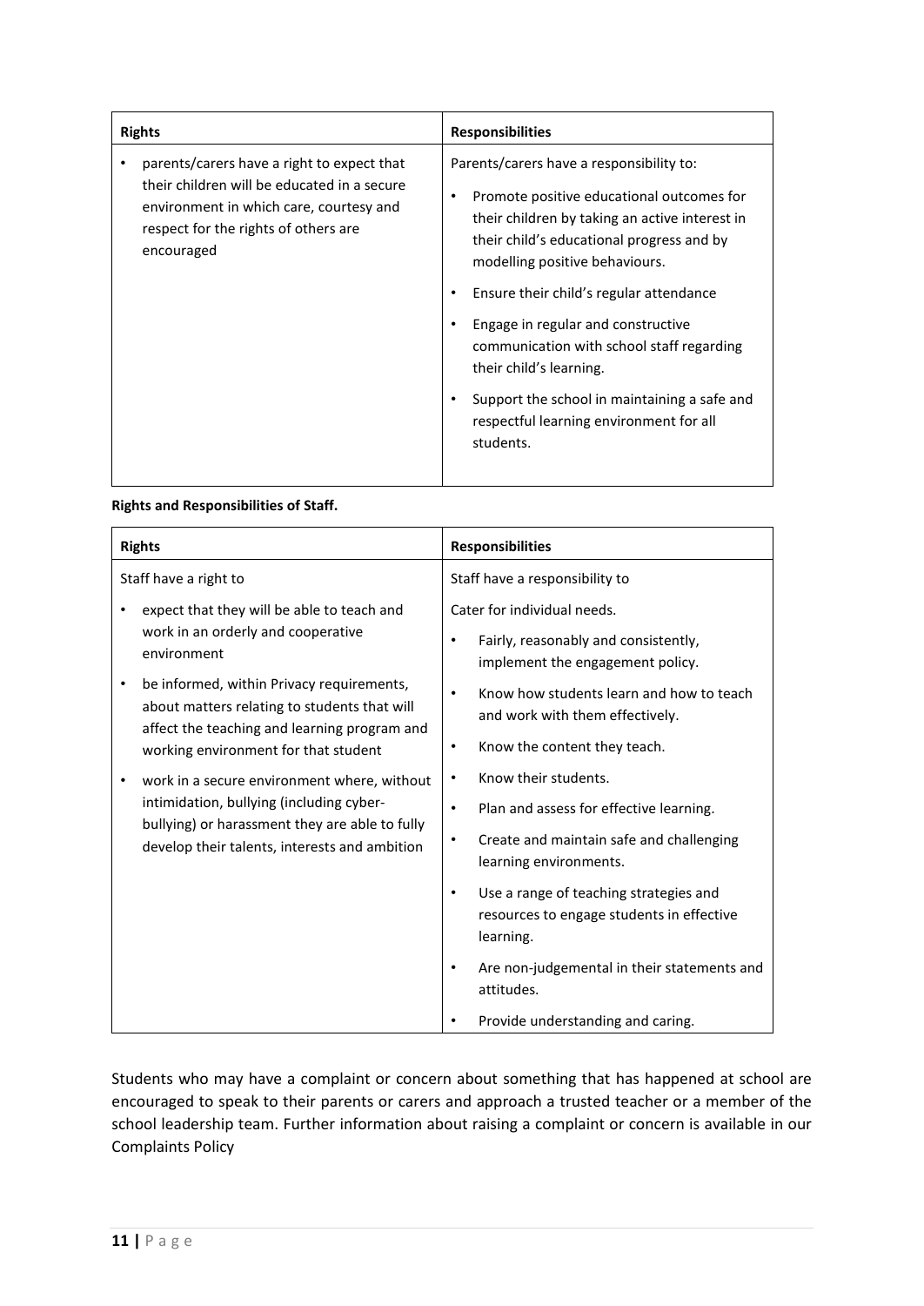| Rights | Responsibilities |
| --- | --- |
| • parents/carers have a right to expect that their children will be educated in a secure environment in which care, courtesy and respect for the rights of others are encouraged | Parents/carers have a responsibility to:<br>• Promote positive educational outcomes for their children by taking an active interest in their child's educational progress and by modelling positive behaviours.<br>• Ensure their child's regular attendance<br>• Engage in regular and constructive communication with school staff regarding their child's learning.<br>• Support the school in maintaining a safe and respectful learning environment for all students. |

**Rights and Responsibilities of Staff.**

| Rights | Responsibilities |
| --- | --- |
| Staff have a right to<br>• expect that they will be able to teach and work in an orderly and cooperative environment<br>• be informed, within Privacy requirements, about matters relating to students that will affect the teaching and learning program and working environment for that student<br>• work in a secure environment where, without intimidation, bullying (including cyber-bullying) or harassment they are able to fully develop their talents, interests and ambition | Staff have a responsibility to<br>Cater for individual needs.<br>• Fairly, reasonably and consistently, implement the engagement policy.<br>• Know how students learn and how to teach and work with them effectively.<br>• Know the content they teach.<br>• Know their students.<br>• Plan and assess for effective learning.<br>• Create and maintain safe and challenging learning environments.<br>• Use a range of teaching strategies and resources to engage students in effective learning.<br>• Are non-judgemental in their statements and attitudes.<br>• Provide understanding and caring. |

Students who may have a complaint or concern about something that has happened at school are encouraged to speak to their parents or carers and approach a trusted teacher or a member of the school leadership team. Further information about raising a complaint or concern is available in our Complaints Policy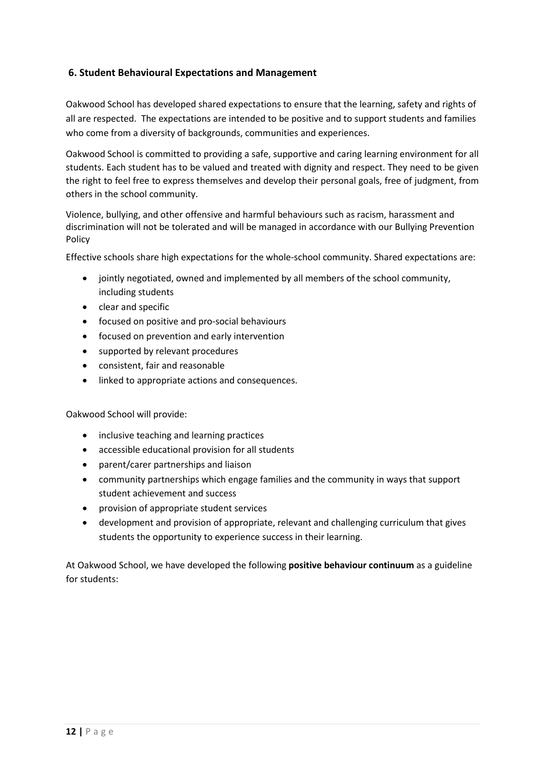## 6. Student Behavioural Expectations and Management

Oakwood School has developed shared expectations to ensure that the learning, safety and rights of all are respected. The expectations are intended to be positive and to support students and families who come from a diversity of backgrounds, communities and experiences.

Oakwood School is committed to providing a safe, supportive and caring learning environment for all students. Each student has to be valued and treated with dignity and respect. They need to be given the right to feel free to express themselves and develop their personal goals, free of judgment, from others in the school community.

Violence, bullying, and other offensive and harmful behaviours such as racism, harassment and discrimination will not be tolerated and will be managed in accordance with our Bullying Prevention Policy

Effective schools share high expectations for the whole-school community. Shared expectations are:

- jointly negotiated, owned and implemented by all members of the school community, including students
- clear and specific
- focused on positive and pro-social behaviours
- focused on prevention and early intervention
- supported by relevant procedures
- consistent, fair and reasonable
- linked to appropriate actions and consequences.

Oakwood School will provide:

- inclusive teaching and learning practices
- accessible educational provision for all students
- parent/carer partnerships and liaison
- community partnerships which engage families and the community in ways that support student achievement and success
- provision of appropriate student services
- development and provision of appropriate, relevant and challenging curriculum that gives students the opportunity to experience success in their learning.

At Oakwood School, we have developed the following **positive behaviour continuum** as a guideline for students: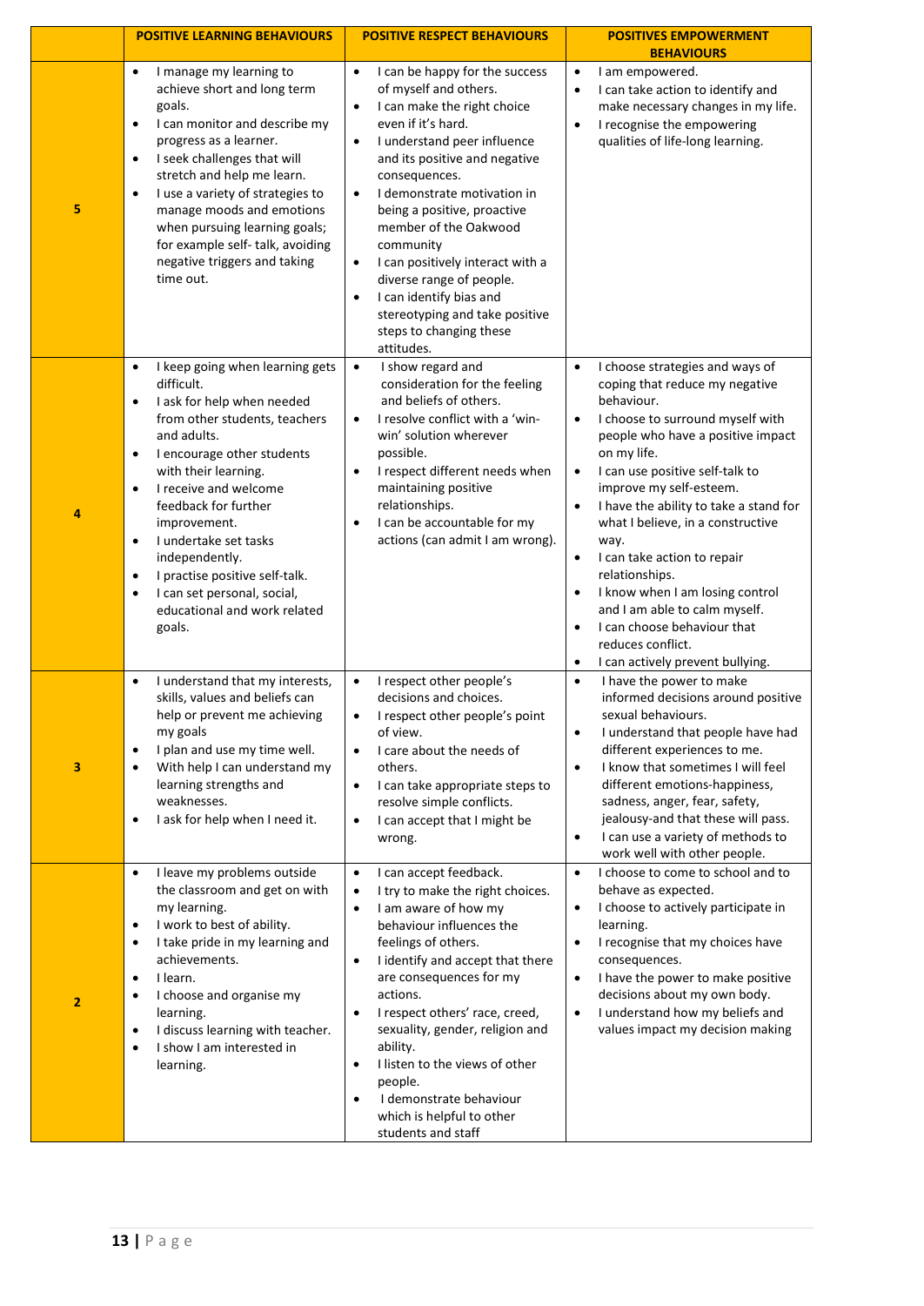| | POSITIVE LEARNING BEHAVIOURS | POSITIVE RESPECT BEHAVIOURS | POSITIVES EMPOWERMENT BEHAVIOURS |
|---|---|---|---|
| **5** | • I manage my learning to achieve short and long term goals.<br>• I can monitor and describe my progress as a learner.<br>• I seek challenges that will stretch and help me learn.<br>• I use a variety of strategies to manage moods and emotions when pursuing learning goals; for example self- talk, avoiding negative triggers and taking time out. | • I can be happy for the success of myself and others.<br>• I can make the right choice even if it's hard.<br>• I understand peer influence and its positive and negative consequences.<br>• I demonstrate motivation in being a positive, proactive member of the Oakwood community<br>• I can positively interact with a diverse range of people.<br>• I can identify bias and stereotyping and take positive steps to changing these attitudes. | • I am empowered.<br>• I can take action to identify and make necessary changes in my life.<br>• I recognise the empowering qualities of life-long learning. |
| **4** | • I keep going when learning gets difficult.<br>• I ask for help when needed from other students, teachers and adults.<br>• I encourage other students with their learning.<br>• I receive and welcome feedback for further improvement.<br>• I undertake set tasks independently.<br>• I practise positive self-talk.<br>• I can set personal, social, educational and work related goals. | • I show regard and consideration for the feeling and beliefs of others.<br>• I resolve conflict with a 'win-win' solution wherever possible.<br>• I respect different needs when maintaining positive relationships.<br>• I can be accountable for my actions (can admit I am wrong). | • I choose strategies and ways of coping that reduce my negative behaviour.<br>• I choose to surround myself with people who have a positive impact on my life.<br>• I can use positive self-talk to improve my self-esteem.<br>• I have the ability to take a stand for what I believe, in a constructive way.<br>• I can take action to repair relationships.<br>• I know when I am losing control and I am able to calm myself.<br>• I can choose behaviour that reduces conflict.<br>• I can actively prevent bullying. |
| **3** | • I understand that my interests, skills, values and beliefs can help or prevent me achieving my goals<br>• I plan and use my time well.<br>• With help I can understand my learning strengths and weaknesses.<br>• I ask for help when I need it. | • I respect other people's decisions and choices.<br>• I respect other people's point of view.<br>• I care about the needs of others.<br>• I can take appropriate steps to resolve simple conflicts.<br>• I can accept that I might be wrong. | • I have the power to make informed decisions around positive sexual behaviours.<br>• I understand that people have had different experiences to me.<br>• I know that sometimes I will feel different emotions-happiness, sadness, anger, fear, safety, jealousy-and that these will pass.<br>• I can use a variety of methods to work well with other people. |
| **2** | • I leave my problems outside the classroom and get on with my learning.<br>• I work to best of ability.<br>• I take pride in my learning and achievements.<br>• I learn.<br>• I choose and organise my learning.<br>• I discuss learning with teacher.<br>• I show I am interested in learning. | • I can accept feedback.<br>• I try to make the right choices.<br>• I am aware of how my behaviour influences the feelings of others.<br>• I identify and accept that there are consequences for my actions.<br>• I respect others' race, creed, sexuality, gender, religion and ability.<br>• I listen to the views of other people.<br>• I demonstrate behaviour which is helpful to other students and staff | • I choose to come to school and to behave as expected.<br>• I choose to actively participate in learning.<br>• I recognise that my choices have consequences.<br>• I have the power to make positive decisions about my own body.<br>• I understand how my beliefs and values impact my decision making |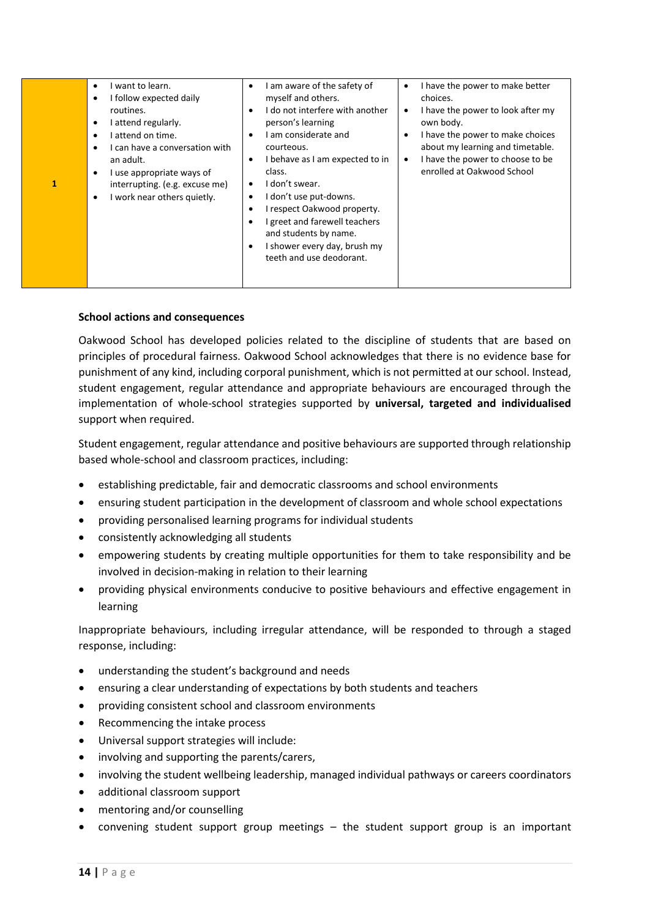| | | | |
|---|---|---|---|
| 1 | • I want to learn.<br>• I follow expected daily routines.<br>• I attend regularly.<br>• I attend on time.<br>• I can have a conversation with an adult.<br>• I use appropriate ways of interrupting. (e.g. excuse me)<br>• I work near others quietly. | • I am aware of the safety of myself and others.<br>• I do not interfere with another person's learning<br>• I am considerate and courteous.<br>• I behave as I am expected to in class.<br>• I don't swear.<br>• I don't use put-downs.<br>• I respect Oakwood property.<br>• I greet and farewell teachers and students by name.<br>• I shower every day, brush my teeth and use deodorant. | • I have the power to make better choices.<br>• I have the power to look after my own body.<br>• I have the power to make choices about my learning and timetable.<br>• I have the power to choose to be enrolled at Oakwood School |

**School actions and consequences**

Oakwood School has developed policies related to the discipline of students that are based on principles of procedural fairness. Oakwood School acknowledges that there is no evidence base for punishment of any kind, including corporal punishment, which is not permitted at our school. Instead, student engagement, regular attendance and appropriate behaviours are encouraged through the implementation of whole-school strategies supported by **universal, targeted and individualised** support when required.

Student engagement, regular attendance and positive behaviours are supported through relationship based whole-school and classroom practices, including:

- establishing predictable, fair and democratic classrooms and school environments
- ensuring student participation in the development of classroom and whole school expectations
- providing personalised learning programs for individual students
- consistently acknowledging all students
- empowering students by creating multiple opportunities for them to take responsibility and be involved in decision-making in relation to their learning
- providing physical environments conducive to positive behaviours and effective engagement in learning

Inappropriate behaviours, including irregular attendance, will be responded to through a staged response, including:

- understanding the student's background and needs
- ensuring a clear understanding of expectations by both students and teachers
- providing consistent school and classroom environments
- Recommencing the intake process
- Universal support strategies will include:
- involving and supporting the parents/carers,
- involving the student wellbeing leadership, managed individual pathways or careers coordinators
- additional classroom support
- mentoring and/or counselling
- convening student support group meetings – the student support group is an important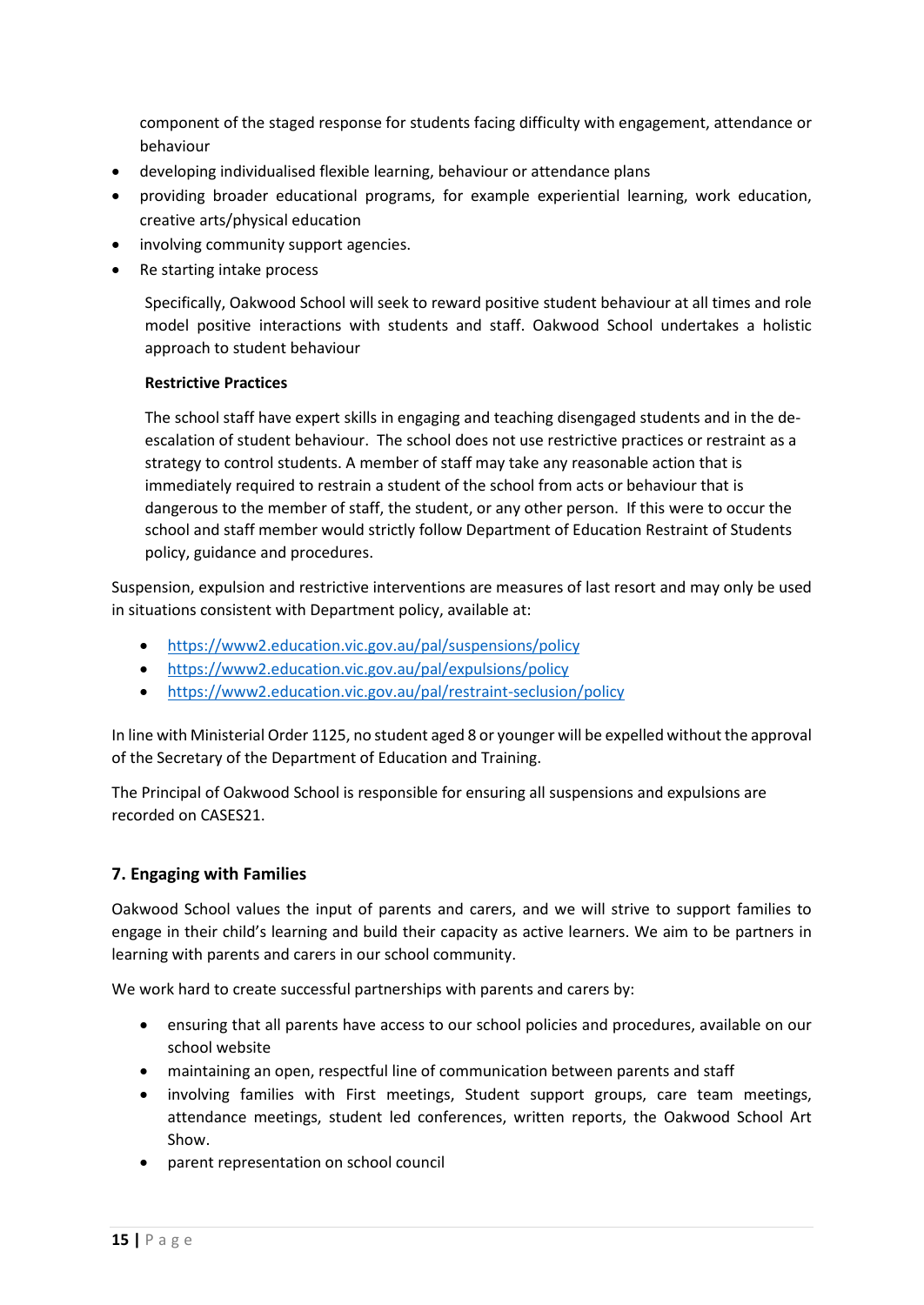component of the staged response for students facing difficulty with engagement, attendance or behaviour

- developing individualised flexible learning, behaviour or attendance plans
- providing broader educational programs, for example experiential learning, work education, creative arts/physical education
- involving community support agencies.
- Re starting intake process

Specifically, Oakwood School will seek to reward positive student behaviour at all times and role model positive interactions with students and staff. Oakwood School undertakes a holistic approach to student behaviour

**Restrictive Practices**

The school staff have expert skills in engaging and teaching disengaged students and in the de-escalation of student behaviour. The school does not use restrictive practices or restraint as a strategy to control students. A member of staff may take any reasonable action that is immediately required to restrain a student of the school from acts or behaviour that is dangerous to the member of staff, the student, or any other person. If this were to occur the school and staff member would strictly follow Department of Education Restraint of Students policy, guidance and procedures.

Suspension, expulsion and restrictive interventions are measures of last resort and may only be used in situations consistent with Department policy, available at:

- https://www2.education.vic.gov.au/pal/suspensions/policy
- https://www2.education.vic.gov.au/pal/expulsions/policy
- https://www2.education.vic.gov.au/pal/restraint-seclusion/policy

In line with Ministerial Order 1125, no student aged 8 or younger will be expelled without the approval of the Secretary of the Department of Education and Training.

The Principal of Oakwood School is responsible for ensuring all suspensions and expulsions are recorded on CASES21.

## 7. Engaging with Families

Oakwood School values the input of parents and carers, and we will strive to support families to engage in their child's learning and build their capacity as active learners. We aim to be partners in learning with parents and carers in our school community.

We work hard to create successful partnerships with parents and carers by:

- ensuring that all parents have access to our school policies and procedures, available on our school website
- maintaining an open, respectful line of communication between parents and staff
- involving families with First meetings, Student support groups, care team meetings, attendance meetings, student led conferences, written reports, the Oakwood School Art Show.
- parent representation on school council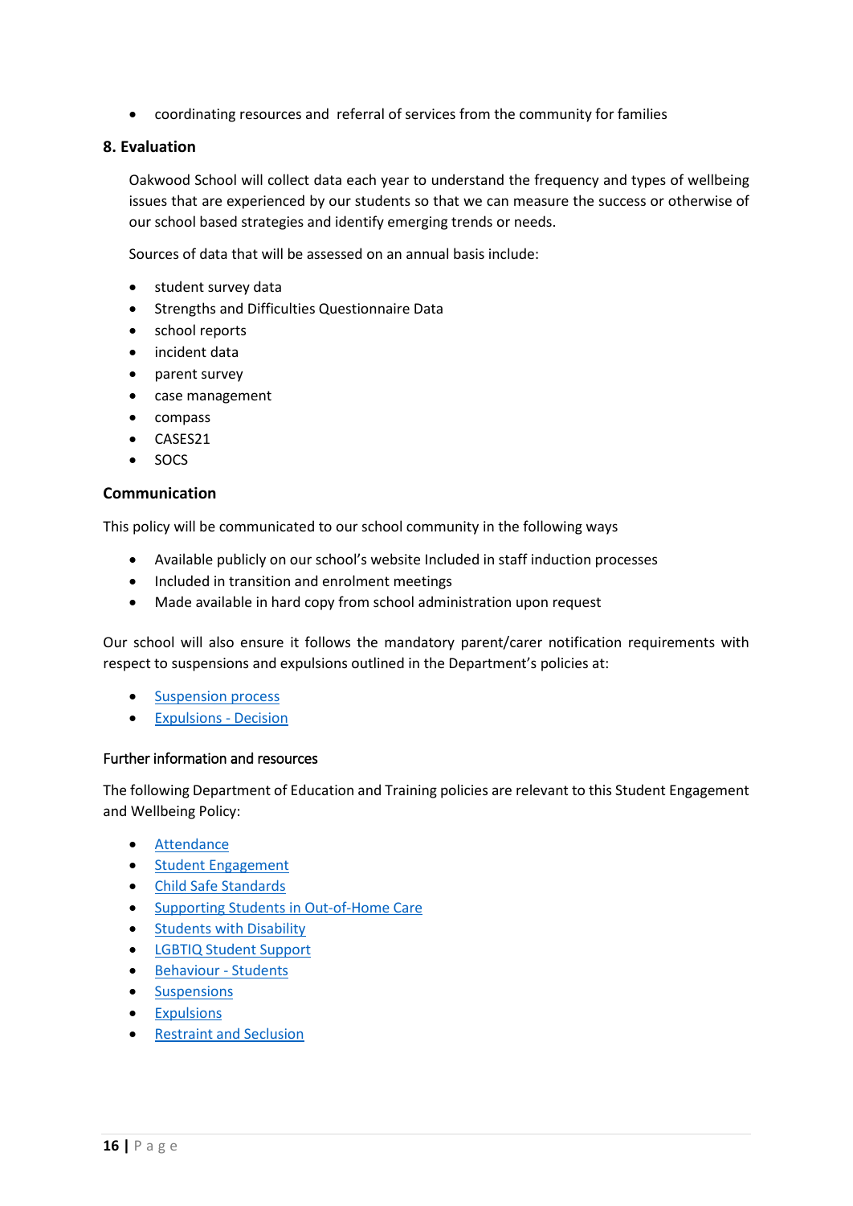- coordinating resources and referral of services from the community for families

## 8. Evaluation

Oakwood School will collect data each year to understand the frequency and types of wellbeing issues that are experienced by our students so that we can measure the success or otherwise of our school based strategies and identify emerging trends or needs.

Sources of data that will be assessed on an annual basis include:

- student survey data
- Strengths and Difficulties Questionnaire Data
- school reports
- incident data
- parent survey
- case management
- compass
- CASES21
- SOCS

## Communication

This policy will be communicated to our school community in the following ways

- Available publicly on our school's website Included in staff induction processes
- Included in transition and enrolment meetings
- Made available in hard copy from school administration upon request

Our school will also ensure it follows the mandatory parent/carer notification requirements with respect to suspensions and expulsions outlined in the Department's policies at:

- Suspension process
- Expulsions - Decision

### Further information and resources

The following Department of Education and Training policies are relevant to this Student Engagement and Wellbeing Policy:

- Attendance
- Student Engagement
- Child Safe Standards
- Supporting Students in Out-of-Home Care
- Students with Disability
- LGBTIQ Student Support
- Behaviour - Students
- Suspensions
- Expulsions
- Restraint and Seclusion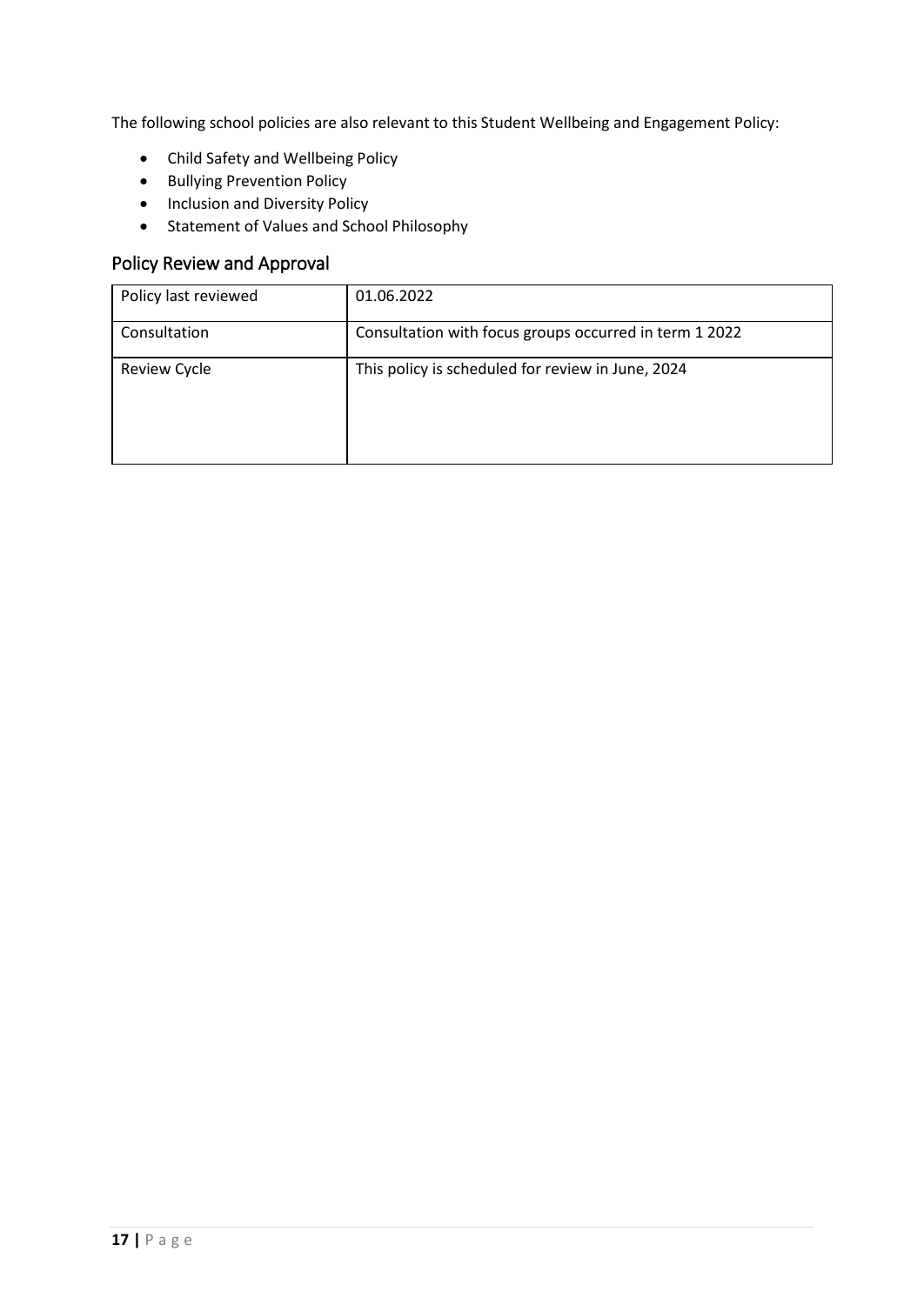The following school policies are also relevant to this Student Wellbeing and Engagement Policy:

- Child Safety and Wellbeing Policy
- Bullying Prevention Policy
- Inclusion and Diversity Policy
- Statement of Values and School Philosophy

## Policy Review and Approval

| | |
|---|---|
| Policy last reviewed | 01.06.2022 |
| Consultation | Consultation with focus groups occurred in term 1 2022 |
| Review Cycle | This policy is scheduled for review in June, 2024 |